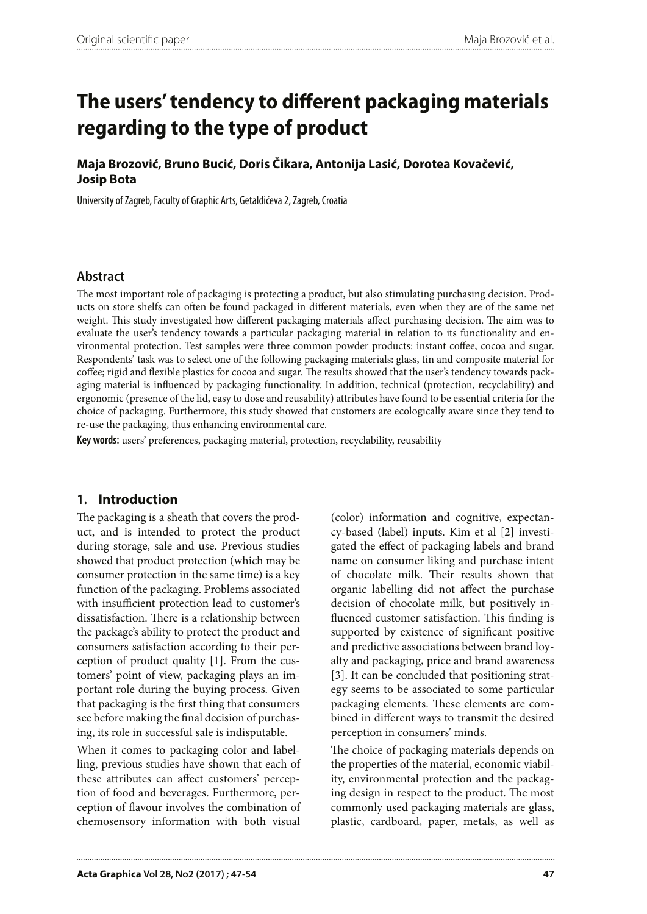# The users' tendency to different packaging materials regarding to the type of product

**Maja Brozović, Bruno Bucić, Doris Čikara, Antonija Lasić, Dorotea Kovačević, Josip Bota**

University of Zagreb, Faculty of Graphic Arts, Getaldićeva 2, Zagreb, Croatia

## Abstract

The most important role of packaging is protecting a product, but also stimulating purchasing decision. Products on store shelfs can often be found packaged in different materials, even when they are of the same net weight. This study investigated how different packaging materials affect purchasing decision. The aim was to evaluate the user's tendency towards a particular packaging material in relation to its functionality and environmental protection. Test samples were three common powder products: instant coffee, cocoa and sugar. Respondents' task was to select one of the following packaging materials: glass, tin and composite material for coffee; rigid and flexible plastics for cocoa and sugar. The results showed that the user's tendency towards packaging material is influenced by packaging functionality. In addition, technical (protection, recyclability) and ergonomic (presence of the lid, easy to dose and reusability) attributes have found to be essential criteria for the choice of packaging. Furthermore, this study showed that customers are ecologically aware since they tend to re-use the packaging, thus enhancing environmental care.

**Key words:** users' preferences, packaging material, protection, recyclability, reusability

## 1. Introduction

The packaging is a sheath that covers the product, and is intended to protect the product during storage, sale and use. Previous studies showed that product protection (which may be consumer protection in the same time) is a key function of the packaging. Problems associated with insufficient protection lead to customer's dissatisfaction. There is a relationship between the package's ability to protect the product and consumers satisfaction according to their perception of product quality [1]. From the customers' point of view, packaging plays an important role during the buying process. Given that packaging is the first thing that consumers see before making the final decision of purchasing, its role in successful sale is indisputable.

When it comes to packaging color and labelling, previous studies have shown that each of these attributes can affect customers' perception of food and beverages. Furthermore, perception of flavour involves the combination of chemosensory information with both visual (color) information and cognitive, expectancy-based (label) inputs. Kim et al [2] investigated the effect of packaging labels and brand name on consumer liking and purchase intent of chocolate milk. Their results shown that organic labelling did not affect the purchase decision of chocolate milk, but positively influenced customer satisfaction. This finding is supported by existence of significant positive and predictive associations between brand loyalty and packaging, price and brand awareness [3]. It can be concluded that positioning strategy seems to be associated to some particular packaging elements. These elements are combined in different ways to transmit the desired perception in consumers' minds.

The choice of packaging materials depends on the properties of the material, economic viability, environmental protection and the packaging design in respect to the product. The most commonly used packaging materials are glass, plastic, cardboard, paper, metals, as well as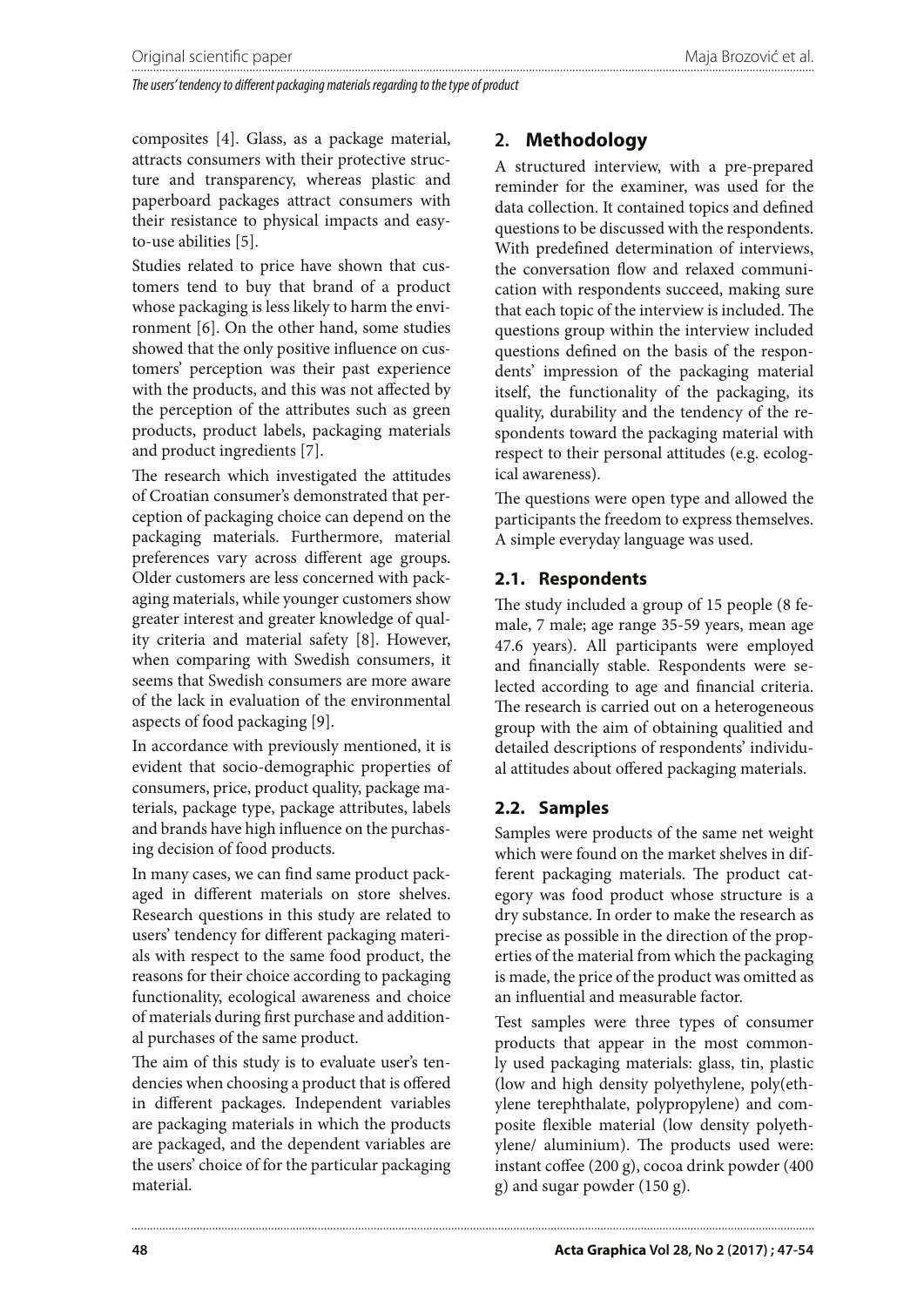composites [4]. Glass, as a package material, attracts consumers with their protective structure and transparency, whereas plastic and paperboard packages attract consumers with their resistance to physical impacts and easy-to-use abilities [5].

Studies related to price have shown that customers tend to buy that brand of a product whose packaging is less likely to harm the environment [6]. On the other hand, some studies showed that the only positive influence on customers' perception was their past experience with the products, and this was not affected by the perception of the attributes such as green products, product labels, packaging materials and product ingredients [7].

The research which investigated the attitudes of Croatian consumer's demonstrated that perception of packaging choice can depend on the packaging materials. Furthermore, material preferences vary across different age groups. Older customers are less concerned with packaging materials, while younger customers show greater interest and greater knowledge of quality criteria and material safety [8]. However, when comparing with Swedish consumers, it seems that Swedish consumers are more aware of the lack in evaluation of the environmental aspects of food packaging [9].

In accordance with previously mentioned, it is evident that socio-demographic properties of consumers, price, product quality, package materials, package type, package attributes, labels and brands have high influence on the purchasing decision of food products.

In many cases, we can find same product packaged in different materials on store shelves. Research questions in this study are related to users' tendency for different packaging materials with respect to the same food product, the reasons for their choice according to packaging functionality, ecological awareness and choice of materials during first purchase and additional purchases of the same product.

The aim of this study is to evaluate user's tendencies when choosing a product that is offered in different packages. Independent variables are packaging materials in which the products are packaged, and the dependent variables are the users' choice of for the particular packaging material.

## 2. Methodology

A structured interview, with a pre-prepared reminder for the examiner, was used for the data collection. It contained topics and defined questions to be discussed with the respondents. With predefined determination of interviews, the conversation flow and relaxed communication with respondents succeed, making sure that each topic of the interview is included. The questions group within the interview included questions defined on the basis of the respondents' impression of the packaging material itself, the functionality of the packaging, its quality, durability and the tendency of the respondents toward the packaging material with respect to their personal attitudes (e.g. ecological awareness).

The questions were open type and allowed the participants the freedom to express themselves. A simple everyday language was used.

### 2.1. Respondents

The study included a group of 15 people (8 female, 7 male; age range 35-59 years, mean age 47.6 years). All participants were employed and financially stable. Respondents were selected according to age and financial criteria. The research is carried out on a heterogeneous group with the aim of obtaining qualitied and detailed descriptions of respondents' individual attitudes about offered packaging materials.

### 2.2. Samples

Samples were products of the same net weight which were found on the market shelves in different packaging materials. The product category was food product whose structure is a dry substance. In order to make the research as precise as possible in the direction of the properties of the material from which the packaging is made, the price of the product was omitted as an influential and measurable factor.

Test samples were three types of consumer products that appear in the most commonly used packaging materials: glass, tin, plastic (low and high density polyethylene, poly(ethylene terephthalate, polypropylene) and composite flexible material (low density polyethylene/ aluminium). The products used were: instant coffee (200 g), cocoa drink powder (400 g) and sugar powder (150 g).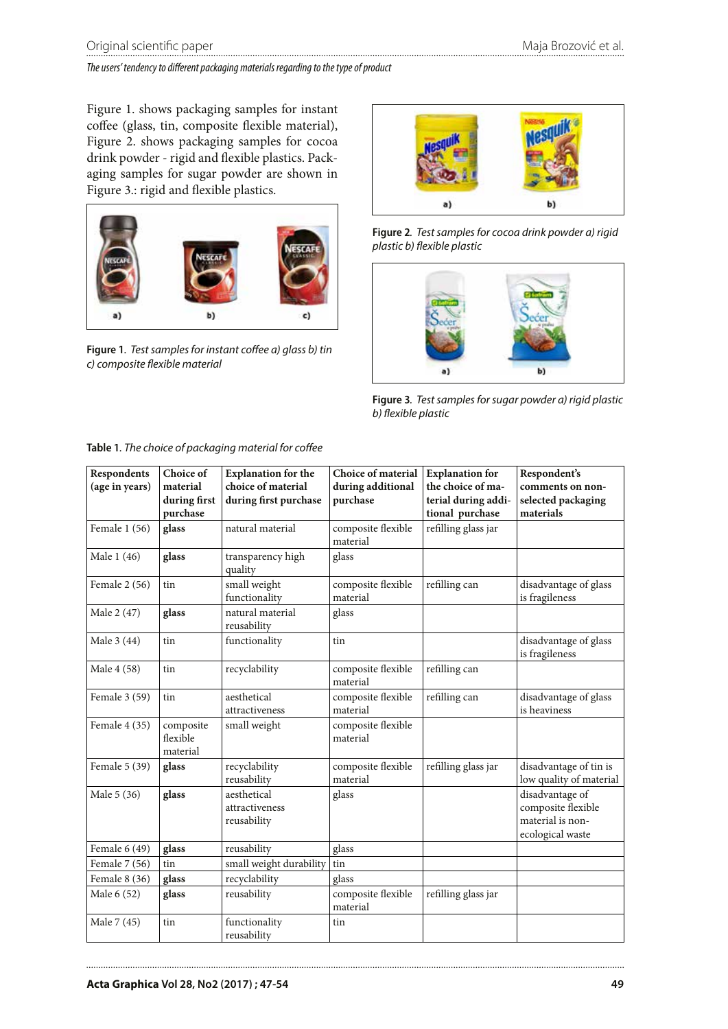Figure 1. shows packaging samples for instant coffee (glass, tin, composite flexible material), Figure 2. shows packaging samples for cocoa drink powder - rigid and flexible plastics. Packaging samples for sugar powder are shown in Figure 3.: rigid and flexible plastics.

**Figure 1.** *Test samples for instant coffee a) glass b) tin c) composite flexible material*

**Figure 2.** *Test samples for cocoa drink powder a) rigid plastic b) flexible plastic*

**Figure 3.** *Test samples for sugar powder a) rigid plastic b) flexible plastic*

**Table 1.** *The choice of packaging material for coffee*

| Respondents (age in years) | Choice of material during first purchase | Explanation for the choice of material during first purchase | Choice of material during additional purchase | Explanation for the choice of material during additional purchase | Respondent's comments on non-selected packaging materials |
|---|---|---|---|---|---|
| Female 1 (56) | **glass** | natural material | composite flexible material | refilling glass jar | |
| Male 1 (46) | **glass** | transparency high quality | glass | | |
| Female 2 (56) | tin | small weight functionality | composite flexible material | refilling can | disadvantage of glass is fragileness |
| Male 2 (47) | **glass** | natural material reusability | glass | | |
| Male 3 (44) | tin | functionality | tin | | disadvantage of glass is fragileness |
| Male 4 (58) | tin | recyclability | composite flexible material | refilling can | |
| Female 3 (59) | tin | aesthetical attractiveness | composite flexible material | refilling can | disadvantage of glass is heaviness |
| Female 4 (35) | composite flexible material | small weight | composite flexible material | | |
| Female 5 (39) | **glass** | recyclability reusability | composite flexible material | refilling glass jar | disadvantage of tin is low quality of material |
| Male 5 (36) | **glass** | aesthetical attractiveness reusability | glass | | disadvantage of composite flexible material is non-ecological waste |
| Female 6 (49) | **glass** | reusability | glass | | |
| Female 7 (56) | tin | small weight durability | tin | | |
| Female 8 (36) | **glass** | recyclability | glass | | |
| Male 6 (52) | **glass** | reusability | composite flexible material | refilling glass jar | |
| Male 7 (45) | tin | functionality reusability | tin | | |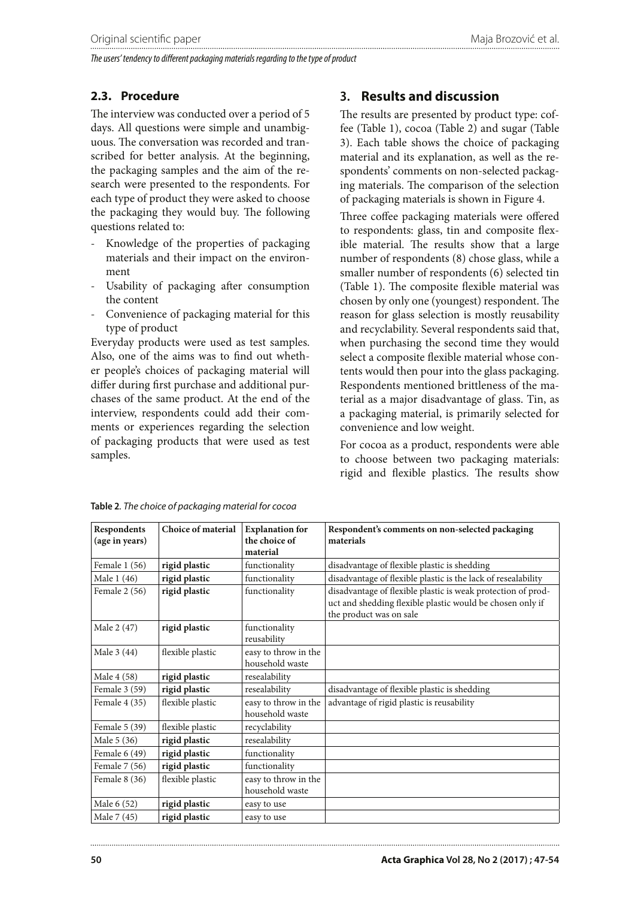## 2.3. Procedure

The interview was conducted over a period of 5 days. All questions were simple and unambiguous. The conversation was recorded and transcribed for better analysis. At the beginning, the packaging samples and the aim of the research were presented to the respondents. For each type of product they were asked to choose the packaging they would buy. The following questions related to:

- Knowledge of the properties of packaging materials and their impact on the environment
- Usability of packaging after consumption the content
- Convenience of packaging material for this type of product

Everyday products were used as test samples. Also, one of the aims was to find out whether people's choices of packaging material will differ during first purchase and additional purchases of the same product. At the end of the interview, respondents could add their comments or experiences regarding the selection of packaging products that were used as test samples.

## 3. Results and discussion

The results are presented by product type: coffee (Table 1), cocoa (Table 2) and sugar (Table 3). Each table shows the choice of packaging material and its explanation, as well as the respondents' comments on non-selected packaging materials. The comparison of the selection of packaging materials is shown in Figure 4.

Three coffee packaging materials were offered to respondents: glass, tin and composite flexible material. The results show that a large number of respondents (8) chose glass, while a smaller number of respondents (6) selected tin (Table 1). The composite flexible material was chosen by only one (youngest) respondent. The reason for glass selection is mostly reusability and recyclability. Several respondents said that, when purchasing the second time they would select a composite flexible material whose contents would then pour into the glass packaging. Respondents mentioned brittleness of the material as a major disadvantage of glass. Tin, as a packaging material, is primarily selected for convenience and low weight.

For cocoa as a product, respondents were able to choose between two packaging materials: rigid and flexible plastics. The results show

**Table 2**. *The choice of packaging material for cocoa*

| Respondents (age in years) | Choice of material | Explanation for the choice of material | Respondent's comments on non-selected packaging materials |
|---|---|---|---|
| Female 1 (56) | **rigid plastic** | functionality | disadvantage of flexible plastic is shedding |
| Male 1 (46) | **rigid plastic** | functionality | disadvantage of flexible plastic is the lack of resealability |
| Female 2 (56) | **rigid plastic** | functionality | disadvantage of flexible plastic is weak protection of product and shedding flexible plastic would be chosen only if the product was on sale |
| Male 2 (47) | **rigid plastic** | functionality reusability | |
| Male 3 (44) | flexible plastic | easy to throw in the household waste | |
| Male 4 (58) | **rigid plastic** | resealability | |
| Female 3 (59) | **rigid plastic** | resealability | disadvantage of flexible plastic is shedding |
| Female 4 (35) | flexible plastic | easy to throw in the household waste | advantage of rigid plastic is reusability |
| Female 5 (39) | flexible plastic | recyclability | |
| Male 5 (36) | **rigid plastic** | resealability | |
| Female 6 (49) | **rigid plastic** | functionality | |
| Female 7 (56) | **rigid plastic** | functionality | |
| Female 8 (36) | flexible plastic | easy to throw in the household waste | |
| Male 6 (52) | **rigid plastic** | easy to use | |
| Male 7 (45) | **rigid plastic** | easy to use | |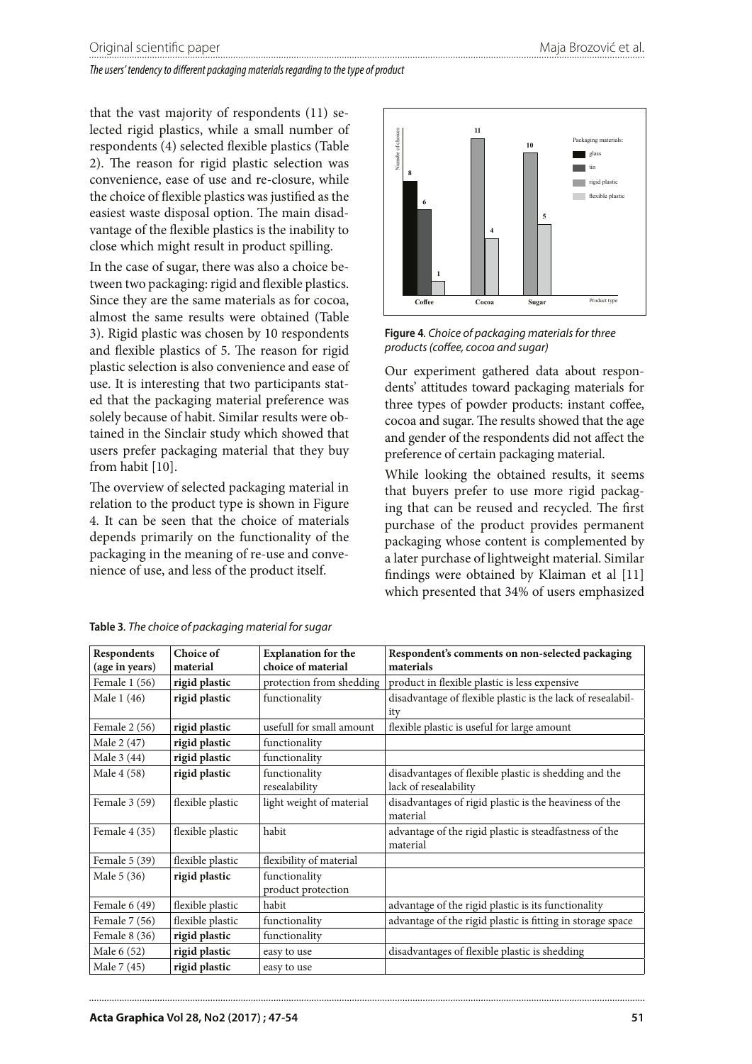that the vast majority of respondents (11) selected rigid plastics, while a small number of respondents (4) selected flexible plastics (Table 2). The reason for rigid plastic selection was convenience, ease of use and re-closure, while the choice of flexible plastics was justified as the easiest waste disposal option. The main disadvantage of the flexible plastics is the inability to close which might result in product spilling.

In the case of sugar, there was also a choice between two packaging: rigid and flexible plastics. Since they are the same materials as for cocoa, almost the same results were obtained (Table 3). Rigid plastic was chosen by 10 respondents and flexible plastics of 5. The reason for rigid plastic selection is also convenience and ease of use. It is interesting that two participants stated that the packaging material preference was solely because of habit. Similar results were obtained in the Sinclair study which showed that users prefer packaging material that they buy from habit [10].

The overview of selected packaging material in relation to the product type is shown in Figure 4. It can be seen that the choice of materials depends primarily on the functionality of the packaging in the meaning of re-use and convenience of use, and less of the product itself.

**Figure 4**. *Choice of packaging materials for three products (coffee, cocoa and sugar)*

Our experiment gathered data about respondents' attitudes toward packaging materials for three types of powder products: instant coffee, cocoa and sugar. The results showed that the age and gender of the respondents did not affect the preference of certain packaging material.

While looking the obtained results, it seems that buyers prefer to use more rigid packaging that can be reused and recycled. The first purchase of the product provides permanent packaging whose content is complemented by a later purchase of lightweight material. Similar findings were obtained by Klaiman et al [11] which presented that 34% of users emphasized

**Table 3**. *The choice of packaging material for sugar*

| Respondents (age in years) | Choice of material | Explanation for the choice of material | Respondent's comments on non-selected packaging materials |
|---|---|---|---|
| Female 1 (56) | **rigid plastic** | protection from shedding | product in flexible plastic is less expensive |
| Male 1 (46) | **rigid plastic** | functionality | disadvantage of flexible plastic is the lack of resealability |
| Female 2 (56) | **rigid plastic** | usefull for small amount | flexible plastic is useful for large amount |
| Male 2 (47) | **rigid plastic** | functionality | |
| Male 3 (44) | **rigid plastic** | functionality | |
| Male 4 (58) | **rigid plastic** | functionality resealability | disadvantages of flexible plastic is shedding and the lack of resealability |
| Female 3 (59) | flexible plastic | light weight of material | disadvantages of rigid plastic is the heaviness of the material |
| Female 4 (35) | flexible plastic | habit | advantage of the rigid plastic is steadfastness of the material |
| Female 5 (39) | flexible plastic | flexibility of material | |
| Male 5 (36) | **rigid plastic** | functionality product protection | |
| Female 6 (49) | flexible plastic | habit | advantage of the rigid plastic is its functionality |
| Female 7 (56) | flexible plastic | functionality | advantage of the rigid plastic is fitting in storage space |
| Female 8 (36) | **rigid plastic** | functionality | |
| Male 6 (52) | **rigid plastic** | easy to use | disadvantages of flexible plastic is shedding |
| Male 7 (45) | **rigid plastic** | easy to use | |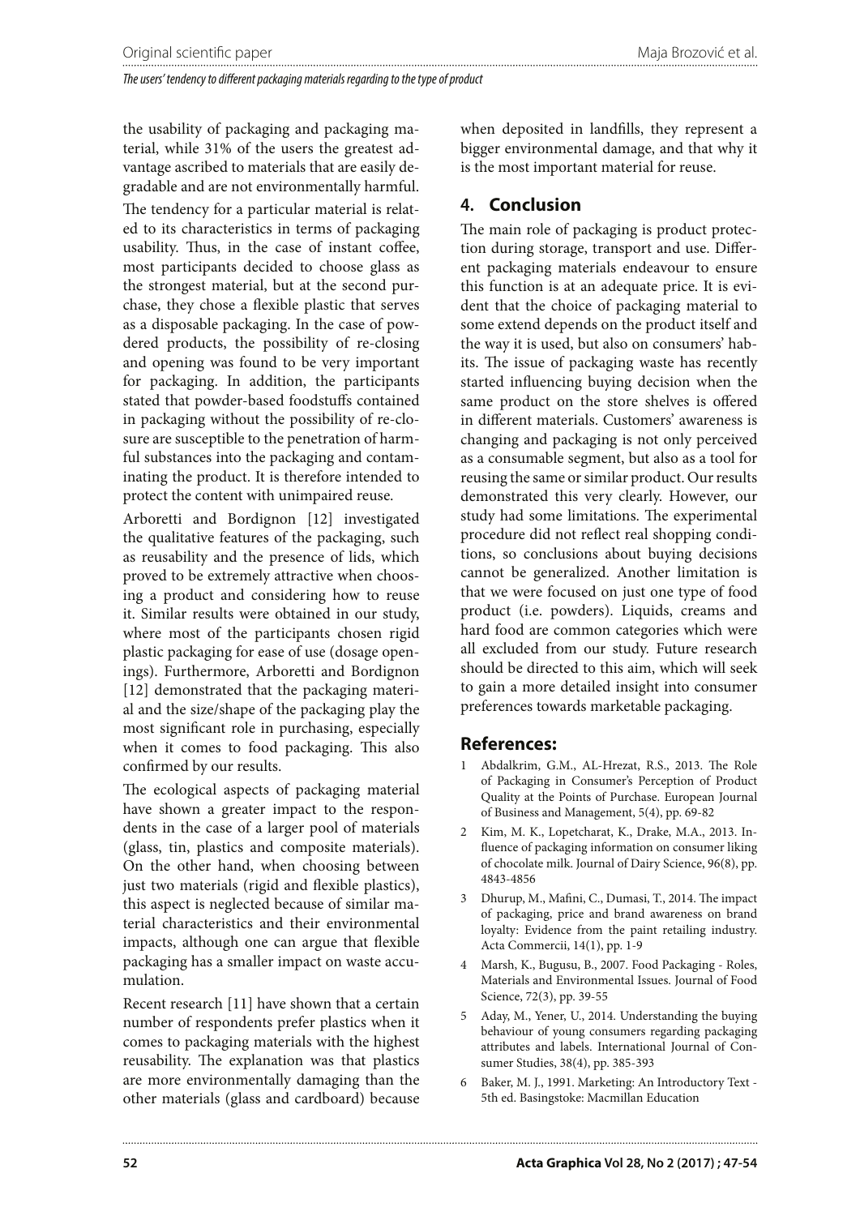the usability of packaging and packaging material, while 31% of the users the greatest advantage ascribed to materials that are easily degradable and are not environmentally harmful.

The tendency for a particular material is related to its characteristics in terms of packaging usability. Thus, in the case of instant coffee, most participants decided to choose glass as the strongest material, but at the second purchase, they chose a flexible plastic that serves as a disposable packaging. In the case of powdered products, the possibility of re-closing and opening was found to be very important for packaging. In addition, the participants stated that powder-based foodstuffs contained in packaging without the possibility of re-closure are susceptible to the penetration of harmful substances into the packaging and contaminating the product. It is therefore intended to protect the content with unimpaired reuse.

Arboretti and Bordignon [12] investigated the qualitative features of the packaging, such as reusability and the presence of lids, which proved to be extremely attractive when choosing a product and considering how to reuse it. Similar results were obtained in our study, where most of the participants chosen rigid plastic packaging for ease of use (dosage openings). Furthermore, Arboretti and Bordignon [12] demonstrated that the packaging material and the size/shape of the packaging play the most significant role in purchasing, especially when it comes to food packaging. This also confirmed by our results.

The ecological aspects of packaging material have shown a greater impact to the respondents in the case of a larger pool of materials (glass, tin, plastics and composite materials). On the other hand, when choosing between just two materials (rigid and flexible plastics), this aspect is neglected because of similar material characteristics and their environmental impacts, although one can argue that flexible packaging has a smaller impact on waste accumulation.

Recent research [11] have shown that a certain number of respondents prefer plastics when it comes to packaging materials with the highest reusability. The explanation was that plastics are more environmentally damaging than the other materials (glass and cardboard) because when deposited in landfills, they represent a bigger environmental damage, and that why it is the most important material for reuse.

## 4. Conclusion

The main role of packaging is product protection during storage, transport and use. Different packaging materials endeavour to ensure this function is at an adequate price. It is evident that the choice of packaging material to some extend depends on the product itself and the way it is used, but also on consumers' habits. The issue of packaging waste has recently started influencing buying decision when the same product on the store shelves is offered in different materials. Customers' awareness is changing and packaging is not only perceived as a consumable segment, but also as a tool for reusing the same or similar product. Our results demonstrated this very clearly. However, our study had some limitations. The experimental procedure did not reflect real shopping conditions, so conclusions about buying decisions cannot be generalized. Another limitation is that we were focused on just one type of food product (i.e. powders). Liquids, creams and hard food are common categories which were all excluded from our study. Future research should be directed to this aim, which will seek to gain a more detailed insight into consumer preferences towards marketable packaging.

## References:

1. Abdalkrim, G.M., AL-Hrezat, R.S., 2013. The Role of Packaging in Consumer's Perception of Product Quality at the Points of Purchase. European Journal of Business and Management, 5(4), pp. 69-82
2. Kim, M. K., Lopetcharat, K., Drake, M.A., 2013. Influence of packaging information on consumer liking of chocolate milk. Journal of Dairy Science, 96(8), pp. 4843-4856
3. Dhurup, M., Mafini, C., Dumasi, T., 2014. The impact of packaging, price and brand awareness on brand loyalty: Evidence from the paint retailing industry. Acta Commercii, 14(1), pp. 1-9
4. Marsh, K., Bugusu, B., 2007. Food Packaging - Roles, Materials and Environmental Issues. Journal of Food Science, 72(3), pp. 39-55
5. Aday, M., Yener, U., 2014. Understanding the buying behaviour of young consumers regarding packaging attributes and labels. International Journal of Consumer Studies, 38(4), pp. 385-393
6. Baker, M. J., 1991. Marketing: An Introductory Text - 5th ed. Basingstoke: Macmillan Education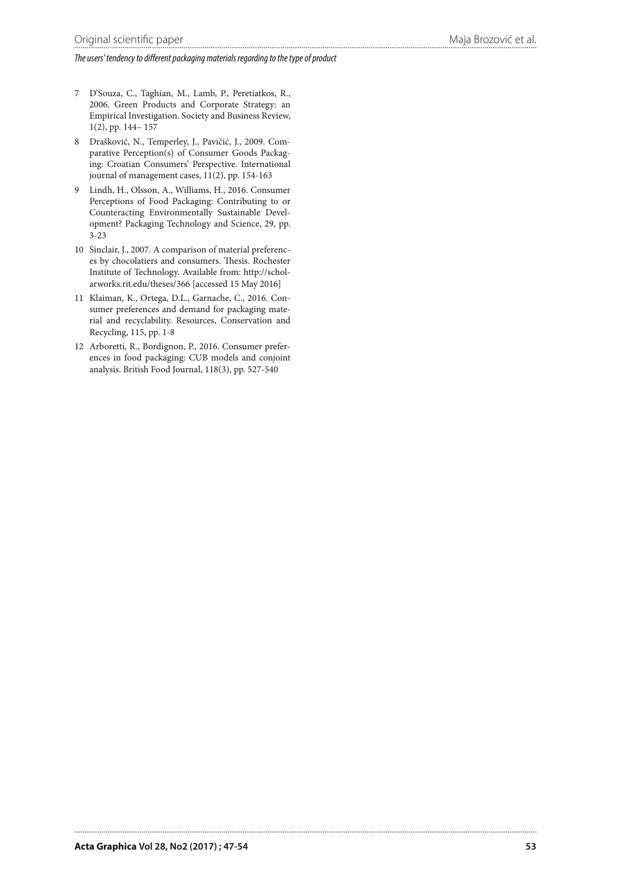7 D'Souza, C., Taghian, M., Lamb, P., Peretiatkos, R., 2006. Green Products and Corporate Strategy: an Empirical Investigation. Society and Business Review, 1(2), pp. 144– 157

8 Drašković, N., Temperley, J., Pavičić, J., 2009. Comparative Perception(s) of Consumer Goods Packaging: Croatian Consumers' Perspective. International journal of management cases, 11(2), pp. 154-163

9 Lindh, H., Olsson, A., Williams, H., 2016. Consumer Perceptions of Food Packaging: Contributing to or Counteracting Environmentally Sustainable Development? Packaging Technology and Science, 29, pp. 3-23

10 Sinclair, J., 2007. A comparison of material preferences by chocolatiers and consumers. Thesis. Rochester Institute of Technology. Available from: http://scholarworks.rit.edu/theses/366 [accessed 15 May 2016]

11 Klaiman, K., Ortega, D.L., Garnache, C., 2016. Consumer preferences and demand for packaging material and recyclability. Resources, Conservation and Recycling, 115, pp. 1-8

12 Arboretti, R., Bordignon, P., 2016. Consumer preferences in food packaging: CUB models and conjoint analysis. British Food Journal, 118(3), pp. 527-540